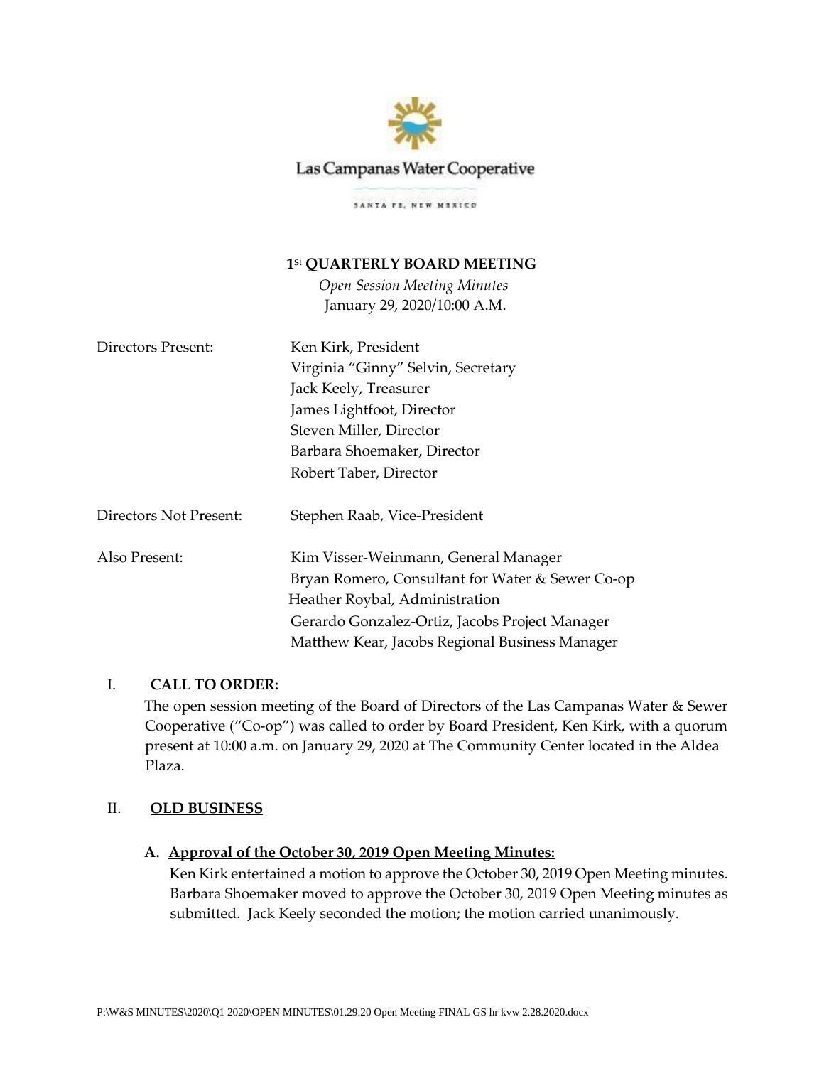Las Campanas Water Cooperative

SANTA FE, NEW MEXICO

# 1[st] QUARTERLY BOARD MEETING

*Open Session Meeting Minutes*

January 29, 2020/10:00 A.M.

Directors Present:
- Ken Kirk, President
- Virginia "Ginny" Selvin, Secretary
- Jack Keely, Treasurer
- James Lightfoot, Director
- Steven Miller, Director
- Barbara Shoemaker, Director
- Robert Taber, Director

Directors Not Present:
- Stephen Raab, Vice-President

Also Present:
- Kim Visser-Weinmann, General Manager
- Bryan Romero, Consultant for Water & Sewer Co-op
- Heather Roybal, Administration
- Gerardo Gonzalez-Ortiz, Jacobs Project Manager
- Matthew Kear, Jacobs Regional Business Manager

## I. CALL TO ORDER:

The open session meeting of the Board of Directors of the Las Campanas Water & Sewer Cooperative ("Co-op") was called to order by Board President, Ken Kirk, with a quorum present at 10:00 a.m. on January 29, 2020 at The Community Center located in the Aldea Plaza.

## II. OLD BUSINESS

### A. Approval of the October 30, 2019 Open Meeting Minutes:

Ken Kirk entertained a motion to approve the October 30, 2019 Open Meeting minutes. Barbara Shoemaker moved to approve the October 30, 2019 Open Meeting minutes as submitted. Jack Keely seconded the motion; the motion carried unanimously.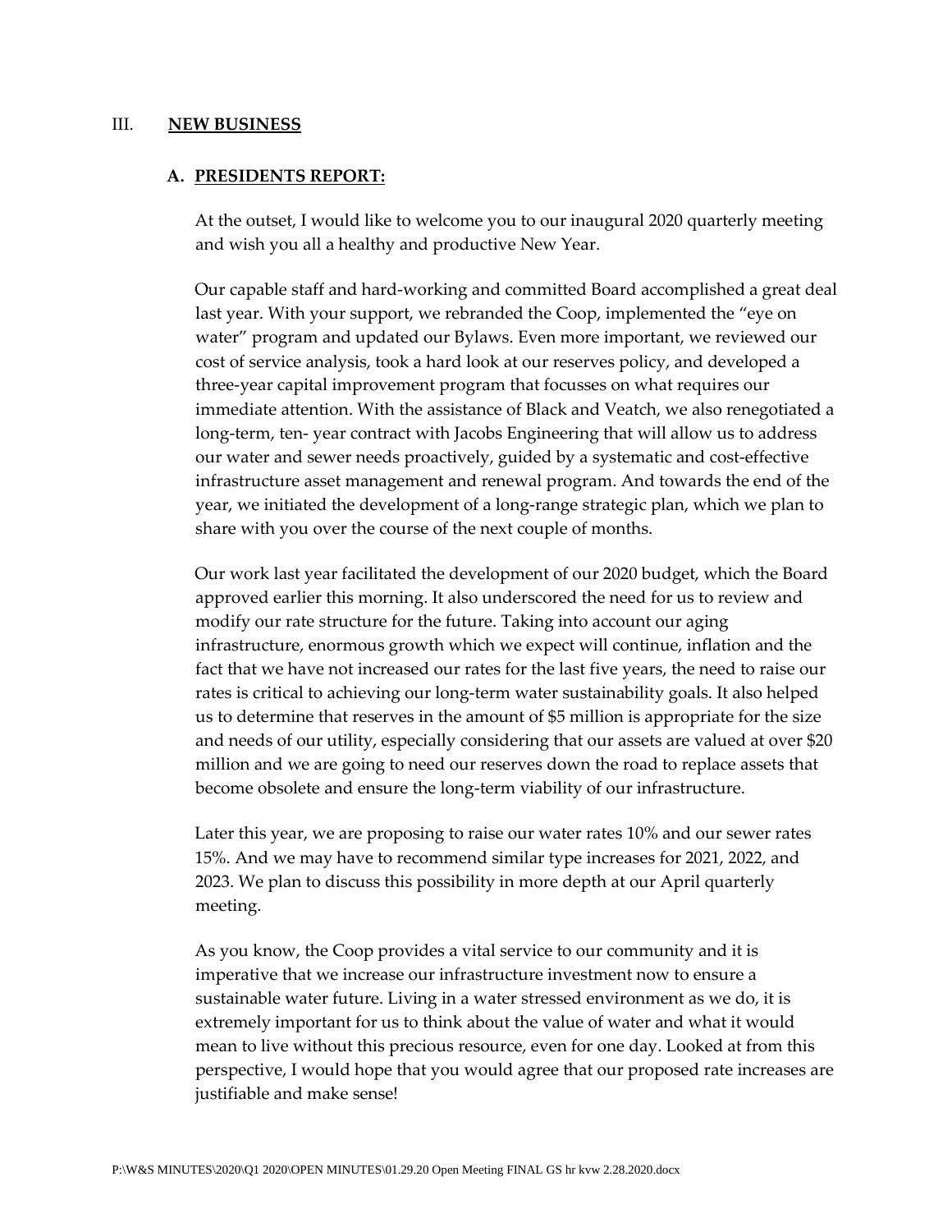## III. NEW BUSINESS

### A. PRESIDENTS REPORT:

At the outset, I would like to welcome you to our inaugural 2020 quarterly meeting and wish you all a healthy and productive New Year.

Our capable staff and hard-working and committed Board accomplished a great deal last year. With your support, we rebranded the Coop, implemented the "eye on water" program and updated our Bylaws. Even more important, we reviewed our cost of service analysis, took a hard look at our reserves policy, and developed a three-year capital improvement program that focusses on what requires our immediate attention. With the assistance of Black and Veatch, we also renegotiated a long-term, ten- year contract with Jacobs Engineering that will allow us to address our water and sewer needs proactively, guided by a systematic and cost-effective infrastructure asset management and renewal program. And towards the end of the year, we initiated the development of a long-range strategic plan, which we plan to share with you over the course of the next couple of months.

Our work last year facilitated the development of our 2020 budget, which the Board approved earlier this morning. It also underscored the need for us to review and modify our rate structure for the future. Taking into account our aging infrastructure, enormous growth which we expect will continue, inflation and the fact that we have not increased our rates for the last five years, the need to raise our rates is critical to achieving our long-term water sustainability goals. It also helped us to determine that reserves in the amount of $5 million is appropriate for the size and needs of our utility, especially considering that our assets are valued at over $20 million and we are going to need our reserves down the road to replace assets that become obsolete and ensure the long-term viability of our infrastructure.

Later this year, we are proposing to raise our water rates 10% and our sewer rates 15%. And we may have to recommend similar type increases for 2021, 2022, and 2023. We plan to discuss this possibility in more depth at our April quarterly meeting.

As you know, the Coop provides a vital service to our community and it is imperative that we increase our infrastructure investment now to ensure a sustainable water future. Living in a water stressed environment as we do, it is extremely important for us to think about the value of water and what it would mean to live without this precious resource, even for one day. Looked at from this perspective, I would hope that you would agree that our proposed rate increases are justifiable and make sense!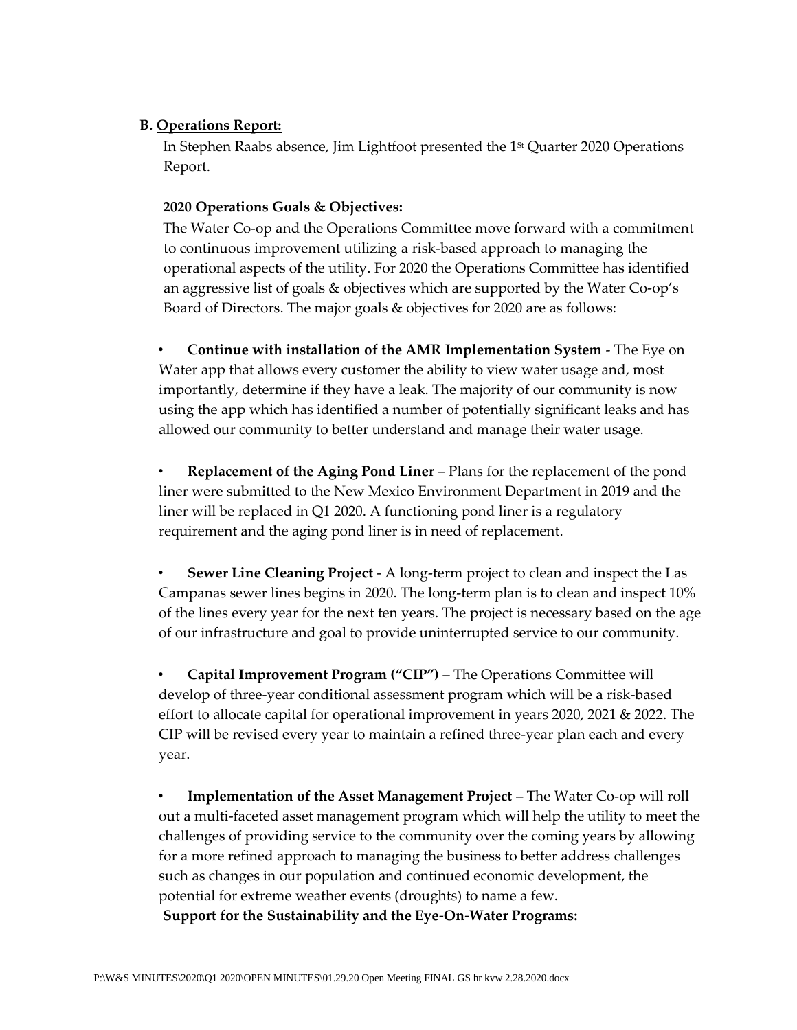**B. Operations Report:**

In Stephen Raabs absence, Jim Lightfoot presented the 1st Quarter 2020 Operations Report.

**2020 Operations Goals & Objectives:**

The Water Co-op and the Operations Committee move forward with a commitment to continuous improvement utilizing a risk-based approach to managing the operational aspects of the utility. For 2020 the Operations Committee has identified an aggressive list of goals & objectives which are supported by the Water Co-op's Board of Directors. The major goals & objectives for 2020 are as follows:

- **Continue with installation of the AMR Implementation System** - The Eye on Water app that allows every customer the ability to view water usage and, most importantly, determine if they have a leak. The majority of our community is now using the app which has identified a number of potentially significant leaks and has allowed our community to better understand and manage their water usage.

- **Replacement of the Aging Pond Liner** – Plans for the replacement of the pond liner were submitted to the New Mexico Environment Department in 2019 and the liner will be replaced in Q1 2020. A functioning pond liner is a regulatory requirement and the aging pond liner is in need of replacement.

- **Sewer Line Cleaning Project** - A long-term project to clean and inspect the Las Campanas sewer lines begins in 2020. The long-term plan is to clean and inspect 10% of the lines every year for the next ten years. The project is necessary based on the age of our infrastructure and goal to provide uninterrupted service to our community.

- **Capital Improvement Program ("CIP")** – The Operations Committee will develop of three-year conditional assessment program which will be a risk-based effort to allocate capital for operational improvement in years 2020, 2021 & 2022. The CIP will be revised every year to maintain a refined three-year plan each and every year.

- **Implementation of the Asset Management Project** – The Water Co-op will roll out a multi-faceted asset management program which will help the utility to meet the challenges of providing service to the community over the coming years by allowing for a more refined approach to managing the business to better address challenges such as changes in our population and continued economic development, the potential for extreme weather events (droughts) to name a few.

**Support for the Sustainability and the Eye-On-Water Programs:**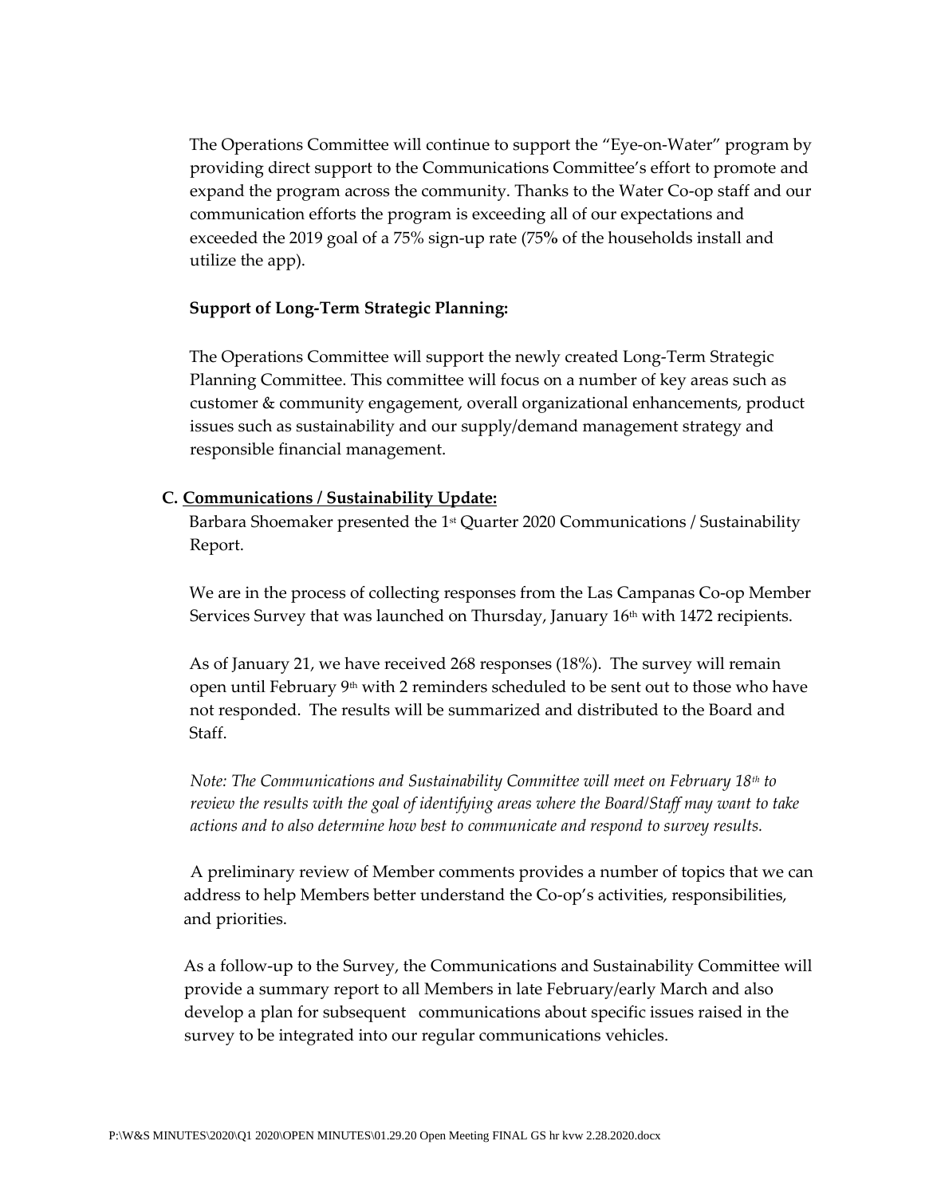The Operations Committee will continue to support the "Eye-on-Water" program by providing direct support to the Communications Committee's effort to promote and expand the program across the community. Thanks to the Water Co-op staff and our communication efforts the program is exceeding all of our expectations and exceeded the 2019 goal of a 75% sign-up rate (75% of the households install and utilize the app).

**Support of Long-Term Strategic Planning:**

The Operations Committee will support the newly created Long-Term Strategic Planning Committee. This committee will focus on a number of key areas such as customer & community engagement, overall organizational enhancements, product issues such as sustainability and our supply/demand management strategy and responsible financial management.

**C. <u>Communications / Sustainability Update:</u>**

Barbara Shoemaker presented the 1st Quarter 2020 Communications / Sustainability Report.

We are in the process of collecting responses from the Las Campanas Co-op Member Services Survey that was launched on Thursday, January 16th with 1472 recipients.

As of January 21, we have received 268 responses (18%). The survey will remain open until February 9th with 2 reminders scheduled to be sent out to those who have not responded. The results will be summarized and distributed to the Board and Staff.

*Note: The Communications and Sustainability Committee will meet on February 18th to review the results with the goal of identifying areas where the Board/Staff may want to take actions and to also determine how best to communicate and respond to survey results.*

A preliminary review of Member comments provides a number of topics that we can address to help Members better understand the Co-op's activities, responsibilities, and priorities.

As a follow-up to the Survey, the Communications and Sustainability Committee will provide a summary report to all Members in late February/early March and also develop a plan for subsequent communications about specific issues raised in the survey to be integrated into our regular communications vehicles.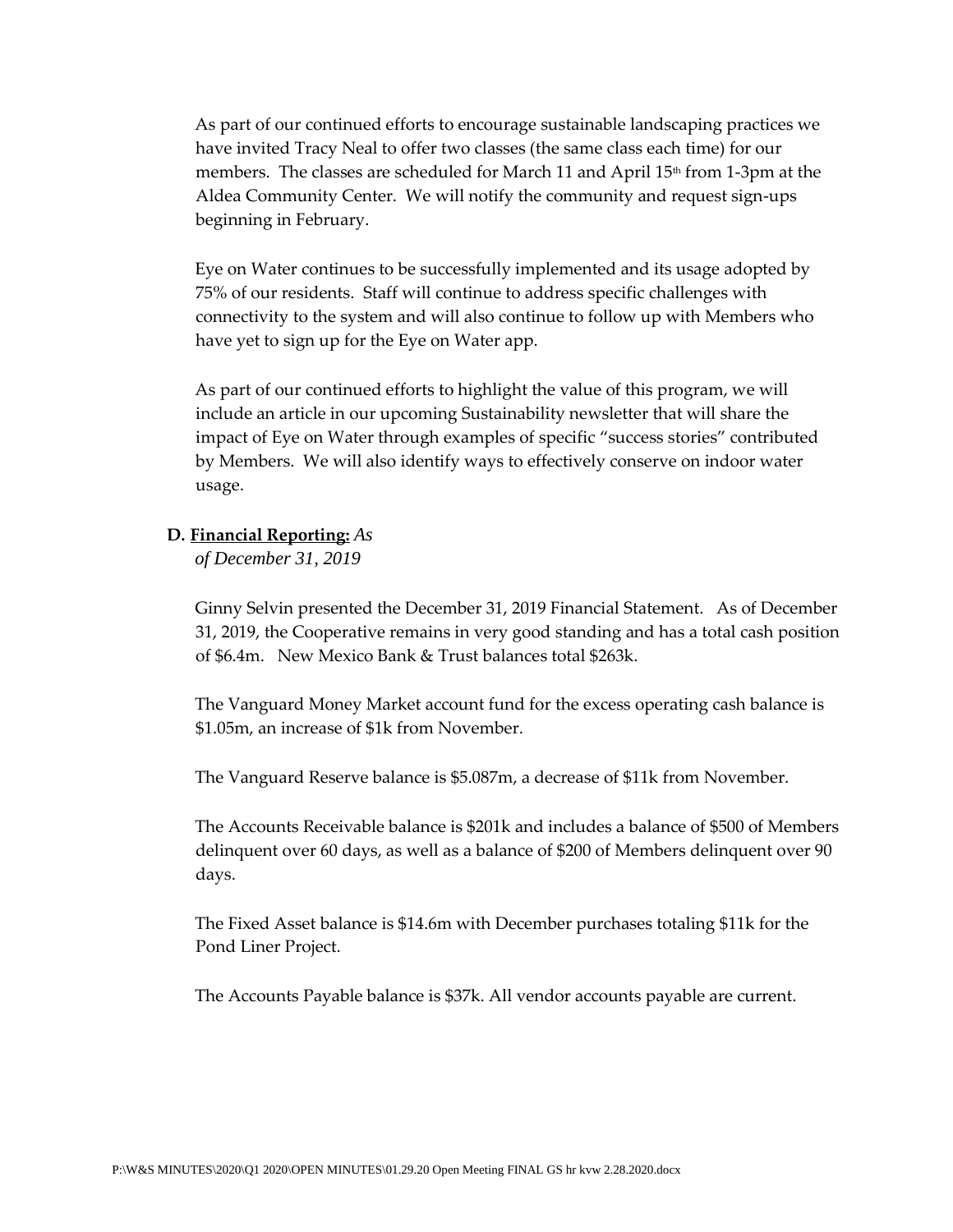As part of our continued efforts to encourage sustainable landscaping practices we have invited Tracy Neal to offer two classes (the same class each time) for our members. The classes are scheduled for March 11 and April 15th from 1-3pm at the Aldea Community Center. We will notify the community and request sign-ups beginning in February.

Eye on Water continues to be successfully implemented and its usage adopted by 75% of our residents. Staff will continue to address specific challenges with connectivity to the system and will also continue to follow up with Members who have yet to sign up for the Eye on Water app.

As part of our continued efforts to highlight the value of this program, we will include an article in our upcoming Sustainability newsletter that will share the impact of Eye on Water through examples of specific "success stories" contributed by Members. We will also identify ways to effectively conserve on indoor water usage.

**D. Financial Reporting:** *As of December 31, 2019*

Ginny Selvin presented the December 31, 2019 Financial Statement. As of December 31, 2019, the Cooperative remains in very good standing and has a total cash position of $6.4m. New Mexico Bank & Trust balances total $263k.

The Vanguard Money Market account fund for the excess operating cash balance is $1.05m, an increase of $1k from November.

The Vanguard Reserve balance is $5.087m, a decrease of $11k from November.

The Accounts Receivable balance is $201k and includes a balance of $500 of Members delinquent over 60 days, as well as a balance of $200 of Members delinquent over 90 days.

The Fixed Asset balance is $14.6m with December purchases totaling $11k for the Pond Liner Project.

The Accounts Payable balance is $37k. All vendor accounts payable are current.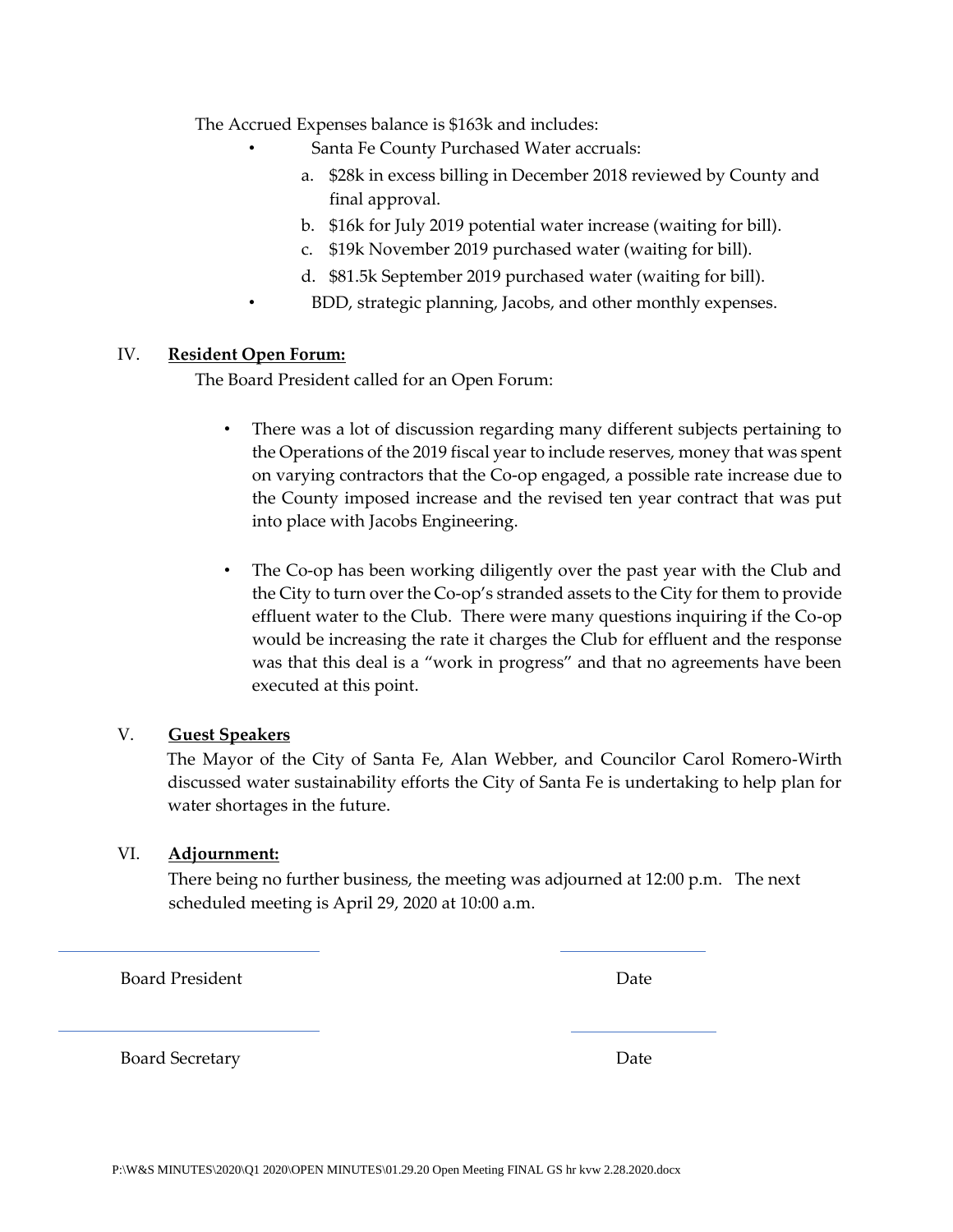The Accrued Expenses balance is $163k and includes:

- Santa Fe County Purchased Water accruals:
    a. $28k in excess billing in December 2018 reviewed by County and final approval.
    b. $16k for July 2019 potential water increase (waiting for bill).
    c. $19k November 2019 purchased water (waiting for bill).
    d. $81.5k September 2019 purchased water (waiting for bill).
- BDD, strategic planning, Jacobs, and other monthly expenses.

IV. **Resident Open Forum:**

The Board President called for an Open Forum:

- There was a lot of discussion regarding many different subjects pertaining to the Operations of the 2019 fiscal year to include reserves, money that was spent on varying contractors that the Co-op engaged, a possible rate increase due to the County imposed increase and the revised ten year contract that was put into place with Jacobs Engineering.

- The Co-op has been working diligently over the past year with the Club and the City to turn over the Co-op's stranded assets to the City for them to provide effluent water to the Club. There were many questions inquiring if the Co-op would be increasing the rate it charges the Club for effluent and the response was that this deal is a "work in progress" and that no agreements have been executed at this point.

V. **Guest Speakers**

The Mayor of the City of Santa Fe, Alan Webber, and Councilor Carol Romero-Wirth discussed water sustainability efforts the City of Santa Fe is undertaking to help plan for water shortages in the future.

VI. **Adjournment:**

There being no further business, the meeting was adjourned at 12:00 p.m. The next scheduled meeting is April 29, 2020 at 10:00 a.m.

\_\_\_\_\_\_\_\_\_\_\_\_\_\_\_\_\_\_\_\_\_\_\_\_\_\_\_\_ \_\_\_\_\_\_\_\_\_\_\_\_\_\_\_\_

Board President Date

\_\_\_\_\_\_\_\_\_\_\_\_\_\_\_\_\_\_\_\_\_\_\_\_\_\_\_\_ \_\_\_\_\_\_\_\_\_\_\_\_\_\_\_\_

Board Secretary Date

P:\W&S MINUTES\2020\Q1 2020\OPEN MINUTES\01.29.20 Open Meeting FINAL GS hr kvw 2.28.2020.docx